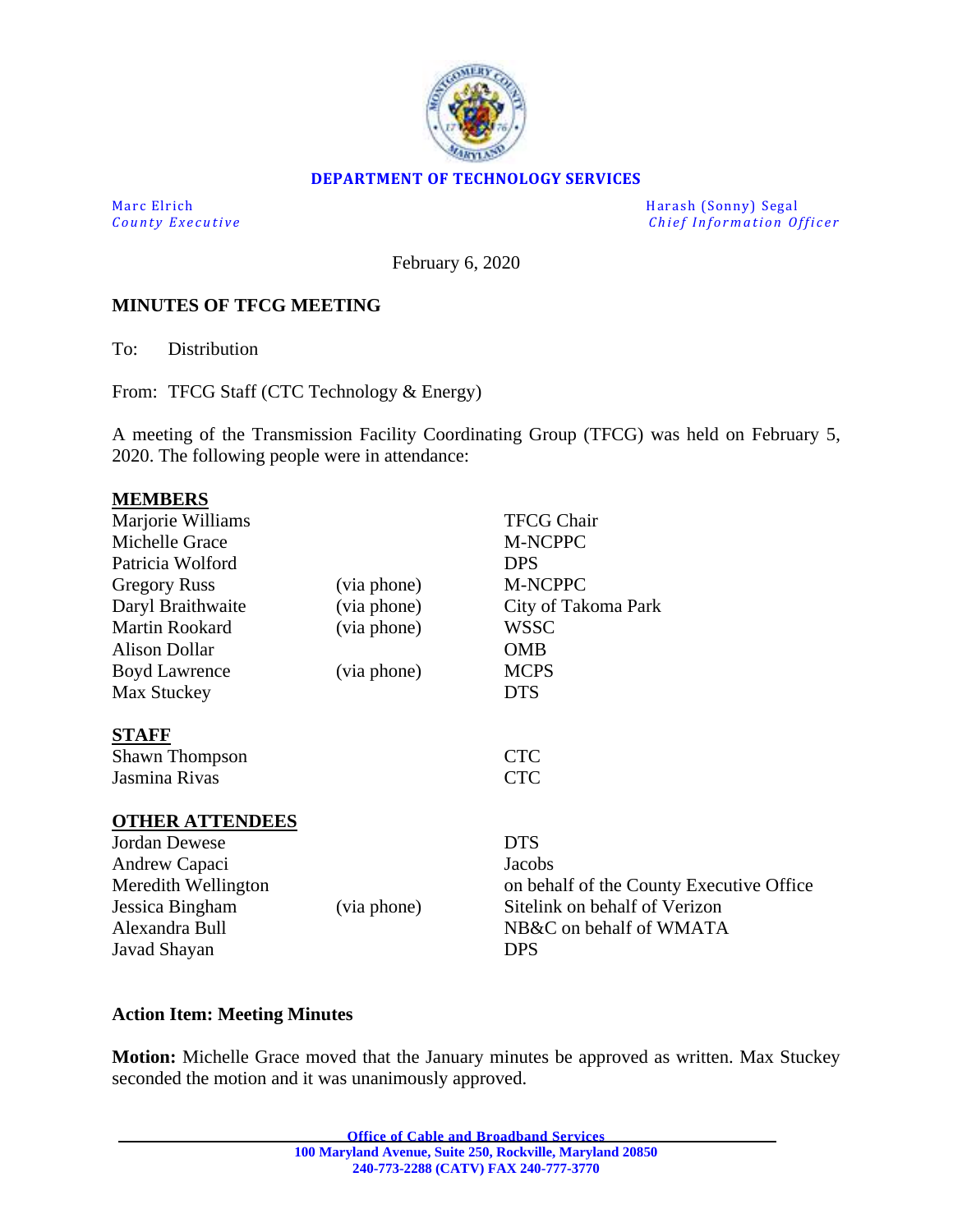**DEPARTMENT OF TECHNOLOGY SERVICES**

Marc Elrich
*County Executive*

Harash (Sonny) Segal
*Chief Information Officer*

February 6, 2020

**MINUTES OF TFCG MEETING**

To: Distribution

From: TFCG Staff (CTC Technology & Energy)

A meeting of the Transmission Facility Coordinating Group (TFCG) was held on February 5, 2020. The following people were in attendance:

**MEMBERS**

| | | |
|---|---|---|
| Marjorie Williams | | TFCG Chair |
| Michelle Grace | | M-NCPPC |
| Patricia Wolford | | DPS |
| Gregory Russ | (via phone) | M-NCPPC |
| Daryl Braithwaite | (via phone) | City of Takoma Park |
| Martin Rookard | (via phone) | WSSC |
| Alison Dollar | | OMB |
| Boyd Lawrence | (via phone) | MCPS |
| Max Stuckey | | DTS |

**STAFF**

| | |
|---|---|
| Shawn Thompson | CTC |
| Jasmina Rivas | CTC |

**OTHER ATTENDEES**

| | | |
|---|---|---|
| Jordan Dewese | | DTS |
| Andrew Capaci | | Jacobs |
| Meredith Wellington | | on behalf of the County Executive Office |
| Jessica Bingham | (via phone) | Sitelink on behalf of Verizon |
| Alexandra Bull | | NB&C on behalf of WMATA |
| Javad Shayan | | DPS |

**Action Item: Meeting Minutes**

**Motion:** Michelle Grace moved that the January minutes be approved as written. Max Stuckey seconded the motion and it was unanimously approved.

Office of Cable and Broadband Services
100 Maryland Avenue, Suite 250, Rockville, Maryland 20850
240-773-2288 (CATV) FAX 240-777-3770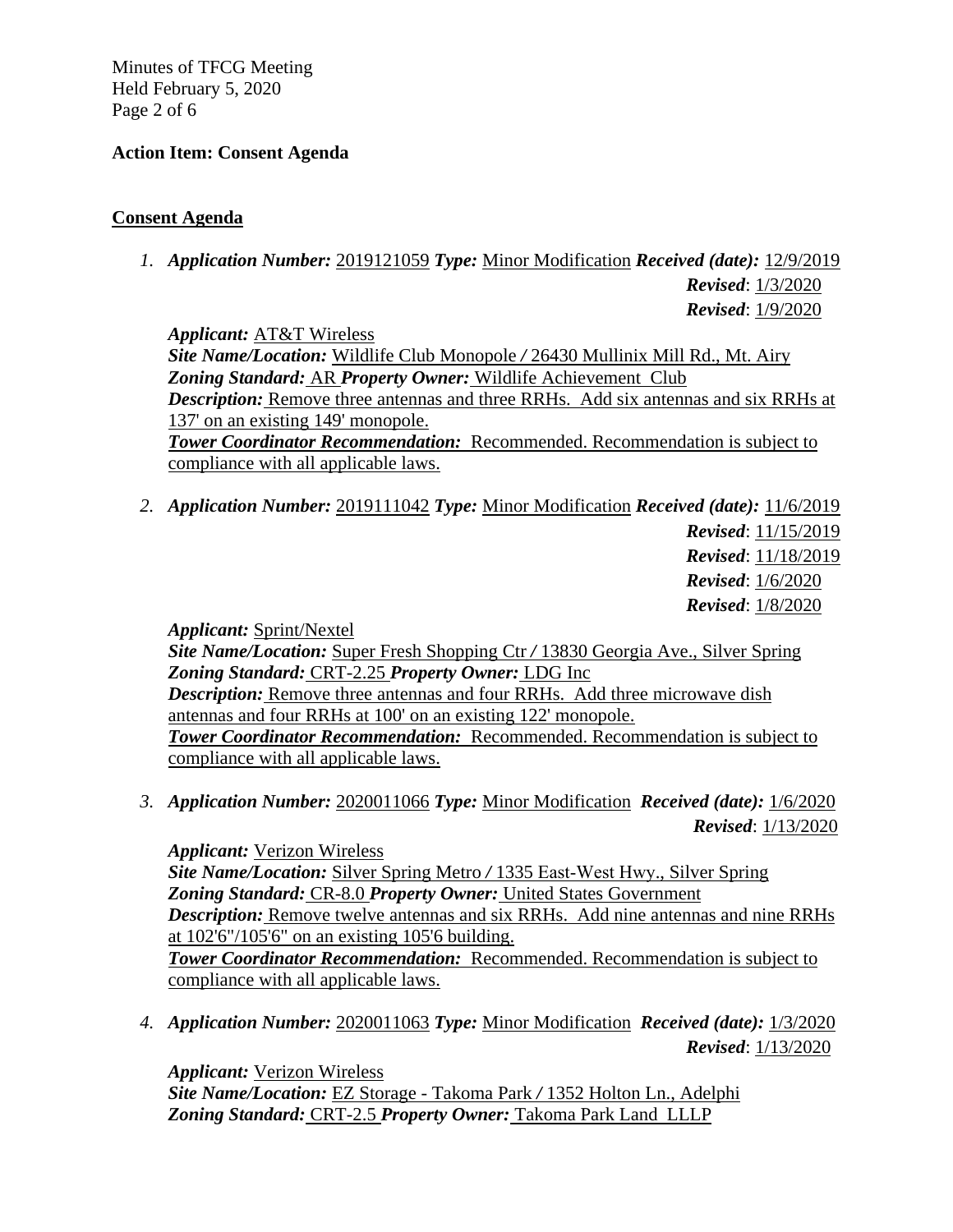**Action Item: Consent Agenda**

**Consent Agenda**

1. ***Application Number:*** 2019121059 ***Type:*** Minor Modification ***Received (date):*** 12/9/2019
   ***Revised***: 1/3/2020
   ***Revised***: 1/9/2020

   ***Applicant:*** AT&T Wireless
   ***Site Name/Location:*** Wildlife Club Monopole / 26430 Mullinix Mill Rd., Mt. Airy
   ***Zoning Standard:*** AR ***Property Owner:*** Wildlife Achievement Club
   ***Description:*** Remove three antennas and three RRHs. Add six antennas and six RRHs at 137' on an existing 149' monopole.
   ***Tower Coordinator Recommendation:*** Recommended. Recommendation is subject to compliance with all applicable laws.

2. ***Application Number:*** 2019111042 ***Type:*** Minor Modification ***Received (date):*** 11/6/2019
   ***Revised***: 11/15/2019
   ***Revised***: 11/18/2019
   ***Revised***: 1/6/2020
   ***Revised***: 1/8/2020

   ***Applicant:*** Sprint/Nextel
   ***Site Name/Location:*** Super Fresh Shopping Ctr / 13830 Georgia Ave., Silver Spring
   ***Zoning Standard:*** CRT-2.25 ***Property Owner:*** LDG Inc
   ***Description:*** Remove three antennas and four RRHs. Add three microwave dish antennas and four RRHs at 100' on an existing 122' monopole.
   ***Tower Coordinator Recommendation:*** Recommended. Recommendation is subject to compliance with all applicable laws.

3. ***Application Number:*** 2020011066 ***Type:*** Minor Modification ***Received (date):*** 1/6/2020
   ***Revised***: 1/13/2020

   ***Applicant:*** Verizon Wireless
   ***Site Name/Location:*** Silver Spring Metro / 1335 East-West Hwy., Silver Spring
   ***Zoning Standard:*** CR-8.0 ***Property Owner:*** United States Government
   ***Description:*** Remove twelve antennas and six RRHs. Add nine antennas and nine RRHs at 102'6"/105'6" on an existing 105'6 building.
   ***Tower Coordinator Recommendation:*** Recommended. Recommendation is subject to compliance with all applicable laws.

4. ***Application Number:*** 2020011063 ***Type:*** Minor Modification ***Received (date):*** 1/3/2020
   ***Revised***: 1/13/2020

   ***Applicant:*** Verizon Wireless
   ***Site Name/Location:*** EZ Storage - Takoma Park / 1352 Holton Ln., Adelphi
   ***Zoning Standard:*** CRT-2.5 ***Property Owner:*** Takoma Park Land LLLP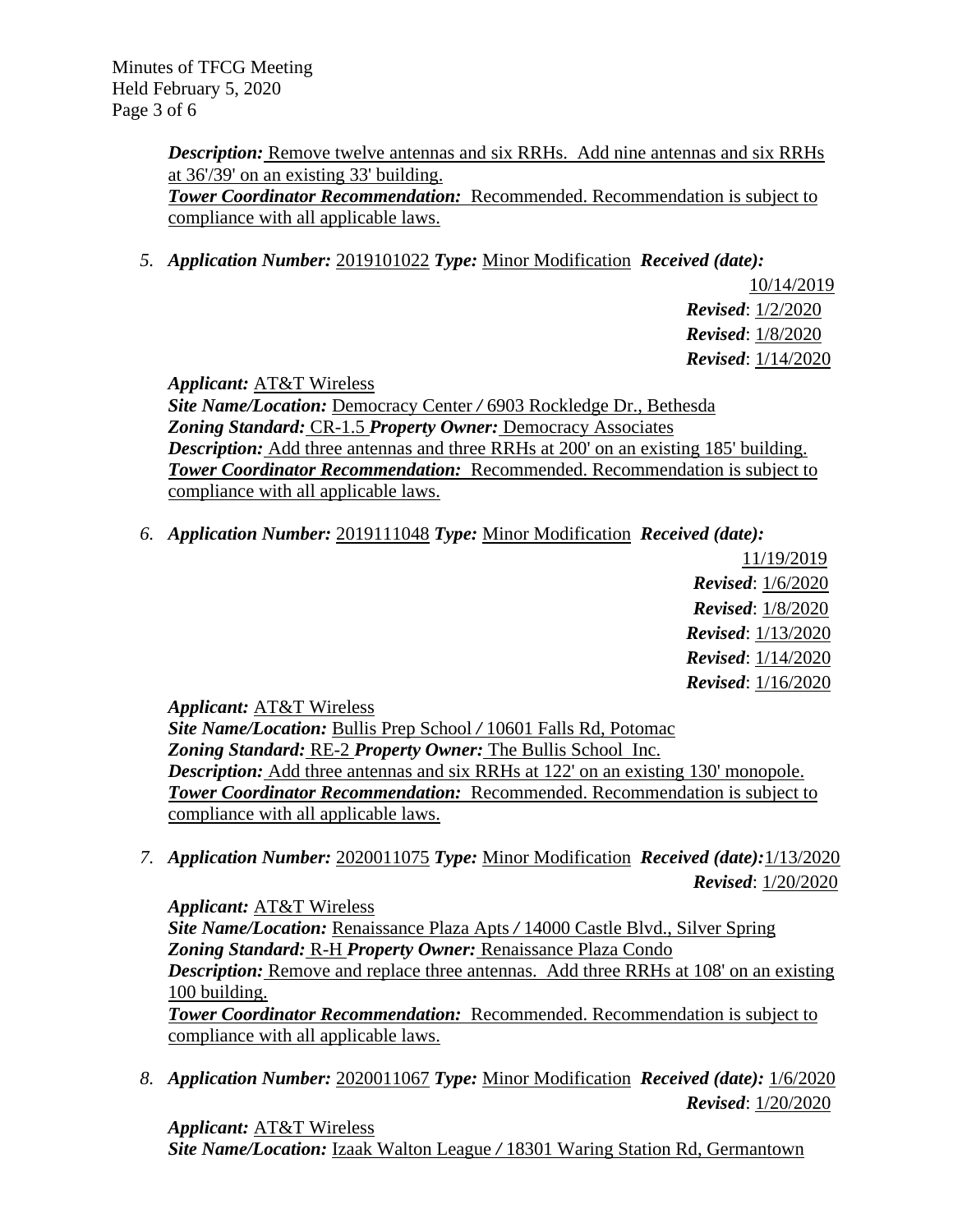*Description:* Remove twelve antennas and six RRHs. Add nine antennas and six RRHs at 36'/39' on an existing 33' building.
*Tower Coordinator Recommendation:* Recommended. Recommendation is subject to compliance with all applicable laws.

5. *Application Number:* 2019101022 *Type:* Minor Modification *Received (date):* 10/14/2019
*Revised*: 1/2/2020
*Revised*: 1/8/2020
*Revised*: 1/14/2020

*Applicant:* AT&T Wireless
*Site Name/Location:* Democracy Center / 6903 Rockledge Dr., Bethesda
*Zoning Standard:* CR-1.5 *Property Owner:* Democracy Associates
*Description:* Add three antennas and three RRHs at 200' on an existing 185' building.
*Tower Coordinator Recommendation:* Recommended. Recommendation is subject to compliance with all applicable laws.

6. *Application Number:* 2019111048 *Type:* Minor Modification *Received (date):* 11/19/2019
*Revised*: 1/6/2020
*Revised*: 1/8/2020
*Revised*: 1/13/2020
*Revised*: 1/14/2020
*Revised*: 1/16/2020

*Applicant:* AT&T Wireless
*Site Name/Location:* Bullis Prep School / 10601 Falls Rd, Potomac
*Zoning Standard:* RE-2 *Property Owner:* The Bullis School Inc.
*Description:* Add three antennas and six RRHs at 122' on an existing 130' monopole.
*Tower Coordinator Recommendation:* Recommended. Recommendation is subject to compliance with all applicable laws.

7. *Application Number:* 2020011075 *Type:* Minor Modification *Received (date):* 1/13/2020
*Revised*: 1/20/2020

*Applicant:* AT&T Wireless
*Site Name/Location:* Renaissance Plaza Apts / 14000 Castle Blvd., Silver Spring
*Zoning Standard:* R-H *Property Owner:* Renaissance Plaza Condo
*Description:* Remove and replace three antennas. Add three RRHs at 108' on an existing 100 building.
*Tower Coordinator Recommendation:* Recommended. Recommendation is subject to compliance with all applicable laws.

8. *Application Number:* 2020011067 *Type:* Minor Modification *Received (date):* 1/6/2020
*Revised*: 1/20/2020

*Applicant:* AT&T Wireless
*Site Name/Location:* Izaak Walton League / 18301 Waring Station Rd, Germantown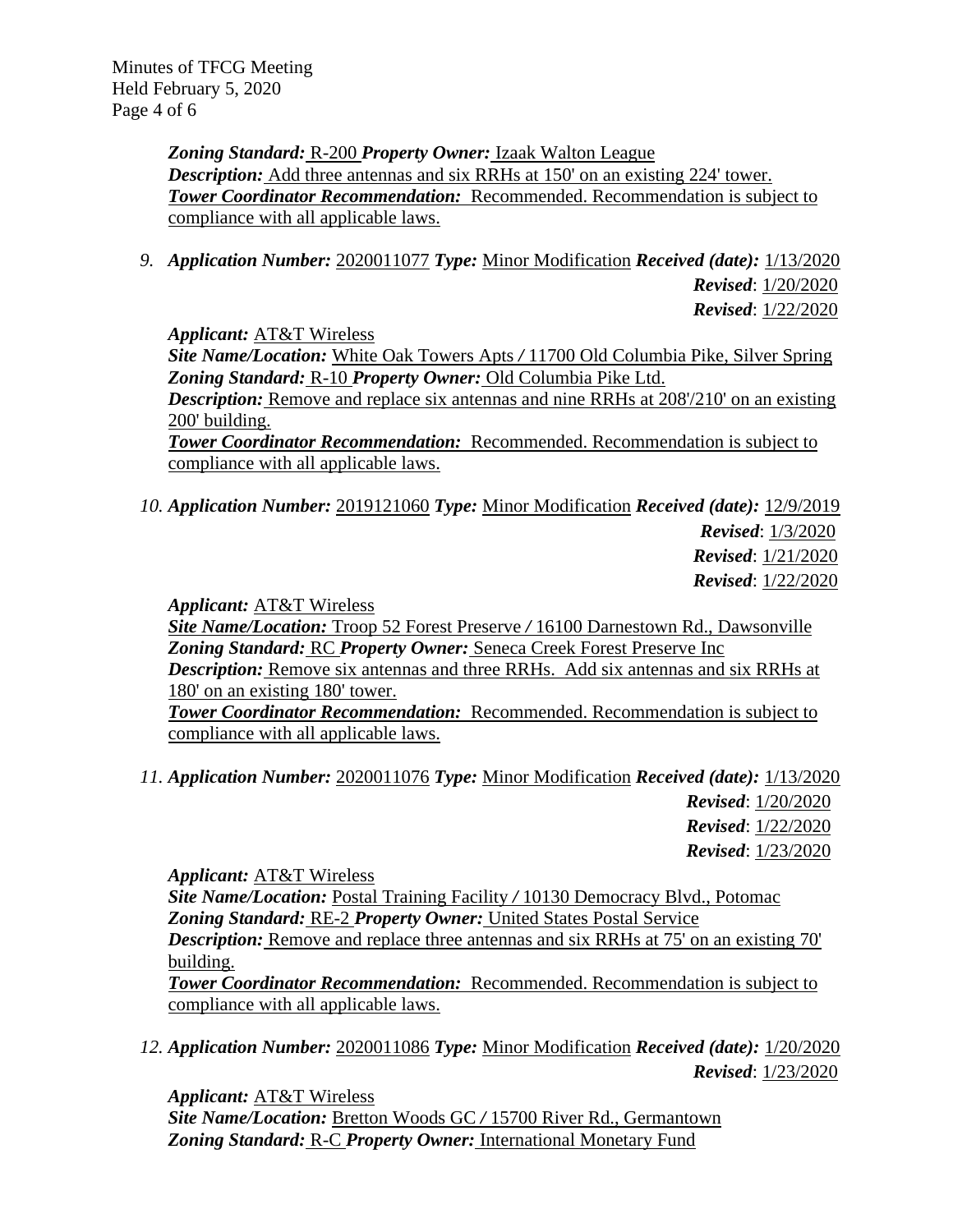***Zoning Standard:*** R-200 ***Property Owner:*** Izaak Walton League
***Description:*** Add three antennas and six RRHs at 150' on an existing 224' tower.
***Tower Coordinator Recommendation:*** Recommended. Recommendation is subject to compliance with all applicable laws.

9. ***Application Number:*** 2020011077 ***Type:*** Minor Modification ***Received (date):*** 1/13/2020
***Revised***: 1/20/2020
***Revised***: 1/22/2020

***Applicant:*** AT&T Wireless
***Site Name/Location:*** White Oak Towers Apts / 11700 Old Columbia Pike, Silver Spring
***Zoning Standard:*** R-10 ***Property Owner:*** Old Columbia Pike Ltd.
***Description:*** Remove and replace six antennas and nine RRHs at 208'/210' on an existing 200' building.
***Tower Coordinator Recommendation:*** Recommended. Recommendation is subject to compliance with all applicable laws.

10. ***Application Number:*** 2019121060 ***Type:*** Minor Modification ***Received (date):*** 12/9/2019
***Revised***: 1/3/2020
***Revised***: 1/21/2020
***Revised***: 1/22/2020

***Applicant:*** AT&T Wireless
***Site Name/Location:*** Troop 52 Forest Preserve / 16100 Darnestown Rd., Dawsonville
***Zoning Standard:*** RC ***Property Owner:*** Seneca Creek Forest Preserve Inc
***Description:*** Remove six antennas and three RRHs. Add six antennas and six RRHs at 180' on an existing 180' tower.
***Tower Coordinator Recommendation:*** Recommended. Recommendation is subject to compliance with all applicable laws.

11. ***Application Number:*** 2020011076 ***Type:*** Minor Modification ***Received (date):*** 1/13/2020
***Revised***: 1/20/2020
***Revised***: 1/22/2020
***Revised***: 1/23/2020

***Applicant:*** AT&T Wireless
***Site Name/Location:*** Postal Training Facility / 10130 Democracy Blvd., Potomac
***Zoning Standard:*** RE-2 ***Property Owner:*** United States Postal Service
***Description:*** Remove and replace three antennas and six RRHs at 75' on an existing 70' building.
***Tower Coordinator Recommendation:*** Recommended. Recommendation is subject to compliance with all applicable laws.

12. ***Application Number:*** 2020011086 ***Type:*** Minor Modification ***Received (date):*** 1/20/2020
***Revised***: 1/23/2020

***Applicant:*** AT&T Wireless
***Site Name/Location:*** Bretton Woods GC / 15700 River Rd., Germantown
***Zoning Standard:*** R-C ***Property Owner:*** International Monetary Fund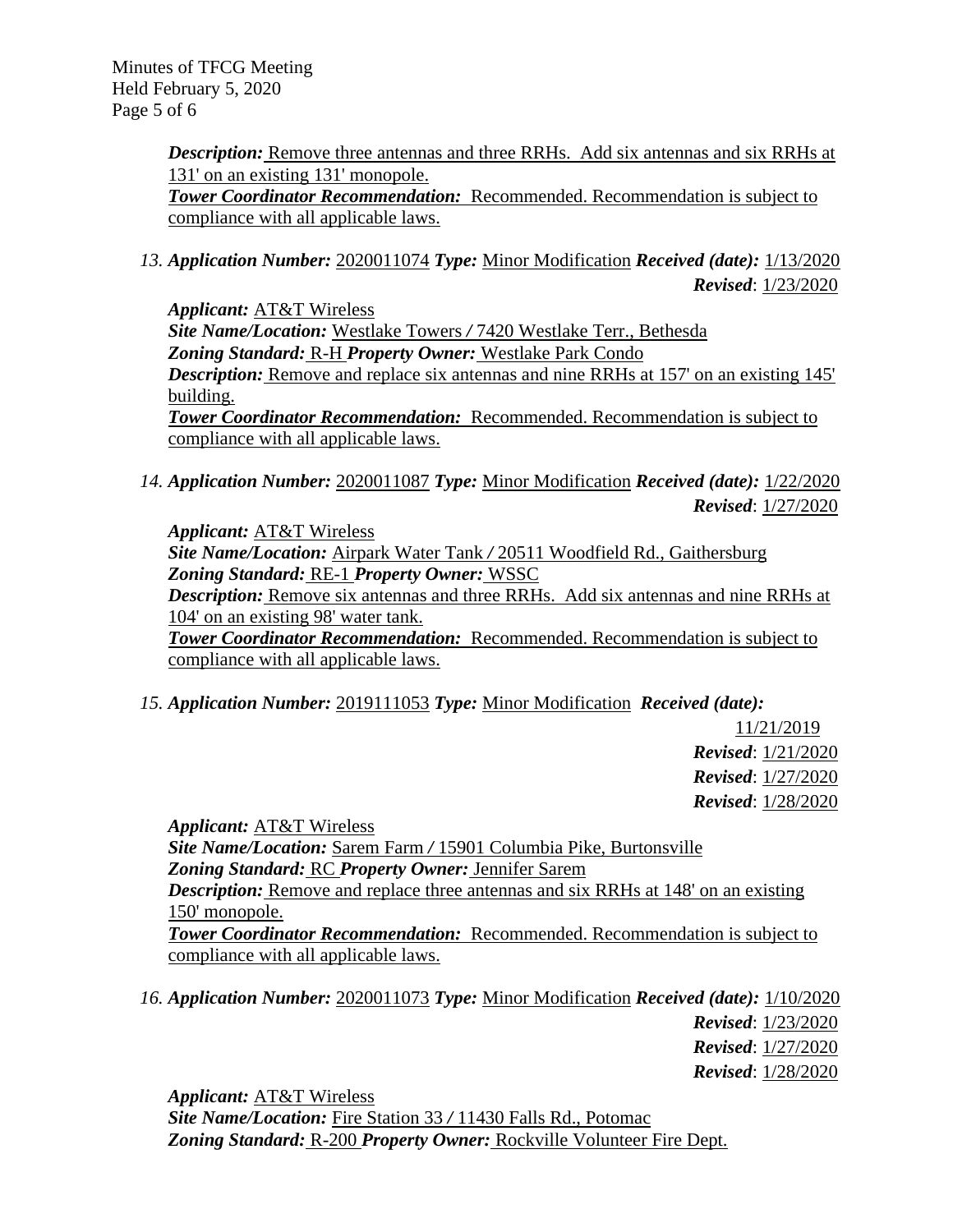***Description:*** Remove three antennas and three RRHs. Add six antennas and six RRHs at 131' on an existing 131' monopole.
***Tower Coordinator Recommendation:*** Recommended. Recommendation is subject to compliance with all applicable laws.

13. ***Application Number:*** 2020011074 ***Type:*** Minor Modification ***Received (date):*** 1/13/2020
***Revised***: 1/23/2020

***Applicant:*** AT&T Wireless
***Site Name/Location:*** Westlake Towers / 7420 Westlake Terr., Bethesda
***Zoning Standard:*** R-H ***Property Owner:*** Westlake Park Condo
***Description:*** Remove and replace six antennas and nine RRHs at 157' on an existing 145' building.
***Tower Coordinator Recommendation:*** Recommended. Recommendation is subject to compliance with all applicable laws.

14. ***Application Number:*** 2020011087 ***Type:*** Minor Modification ***Received (date):*** 1/22/2020
***Revised***: 1/27/2020

***Applicant:*** AT&T Wireless
***Site Name/Location:*** Airpark Water Tank / 20511 Woodfield Rd., Gaithersburg
***Zoning Standard:*** RE-1 ***Property Owner:*** WSSC
***Description:*** Remove six antennas and three RRHs. Add six antennas and nine RRHs at 104' on an existing 98' water tank.
***Tower Coordinator Recommendation:*** Recommended. Recommendation is subject to compliance with all applicable laws.

15. ***Application Number:*** 2019111053 ***Type:*** Minor Modification ***Received (date):*** 11/21/2019
***Revised***: 1/21/2020
***Revised***: 1/27/2020
***Revised***: 1/28/2020

***Applicant:*** AT&T Wireless
***Site Name/Location:*** Sarem Farm / 15901 Columbia Pike, Burtonsville
***Zoning Standard:*** RC ***Property Owner:*** Jennifer Sarem
***Description:*** Remove and replace three antennas and six RRHs at 148' on an existing 150' monopole.
***Tower Coordinator Recommendation:*** Recommended. Recommendation is subject to compliance with all applicable laws.

16. ***Application Number:*** 2020011073 ***Type:*** Minor Modification ***Received (date):*** 1/10/2020
***Revised***: 1/23/2020
***Revised***: 1/27/2020
***Revised***: 1/28/2020

***Applicant:*** AT&T Wireless
***Site Name/Location:*** Fire Station 33 / 11430 Falls Rd., Potomac
***Zoning Standard:*** R-200 ***Property Owner:*** Rockville Volunteer Fire Dept.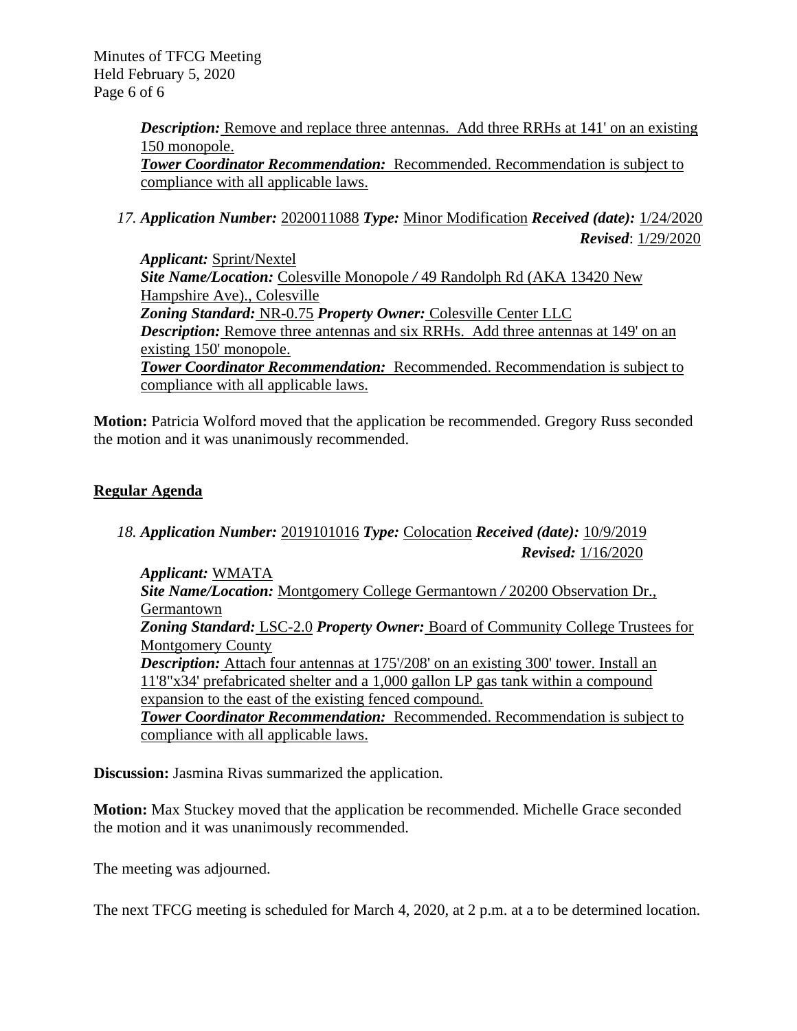*Description:* Remove and replace three antennas. Add three RRHs at 141' on an existing 150 monopole.
***Tower Coordinator Recommendation:*** Recommended. Recommendation is subject to compliance with all applicable laws.

17. ***Application Number:*** 2020011088 ***Type:*** Minor Modification ***Received (date):*** 1/24/2020
***Revised***: 1/29/2020

***Applicant:*** Sprint/Nextel
***Site Name/Location:*** Colesville Monopole / 49 Randolph Rd (AKA 13420 New Hampshire Ave)., Colesville
***Zoning Standard:*** NR-0.75 ***Property Owner:*** Colesville Center LLC
***Description:*** Remove three antennas and six RRHs. Add three antennas at 149' on an existing 150' monopole.
***Tower Coordinator Recommendation:*** Recommended. Recommendation is subject to compliance with all applicable laws.

**Motion:** Patricia Wolford moved that the application be recommended. Gregory Russ seconded the motion and it was unanimously recommended.

## Regular Agenda

18. ***Application Number:*** 2019101016 ***Type:*** Colocation ***Received (date):*** 10/9/2019
***Revised:*** 1/16/2020

***Applicant:*** WMATA
***Site Name/Location:*** Montgomery College Germantown / 20200 Observation Dr., Germantown
***Zoning Standard:*** LSC-2.0 ***Property Owner:*** Board of Community College Trustees for Montgomery County
***Description:*** Attach four antennas at 175'/208' on an existing 300' tower. Install an 11'8"x34' prefabricated shelter and a 1,000 gallon LP gas tank within a compound expansion to the east of the existing fenced compound.
***Tower Coordinator Recommendation:*** Recommended. Recommendation is subject to compliance with all applicable laws.

**Discussion:** Jasmina Rivas summarized the application.

**Motion:** Max Stuckey moved that the application be recommended. Michelle Grace seconded the motion and it was unanimously recommended.

The meeting was adjourned.

The next TFCG meeting is scheduled for March 4, 2020, at 2 p.m. at a to be determined location.